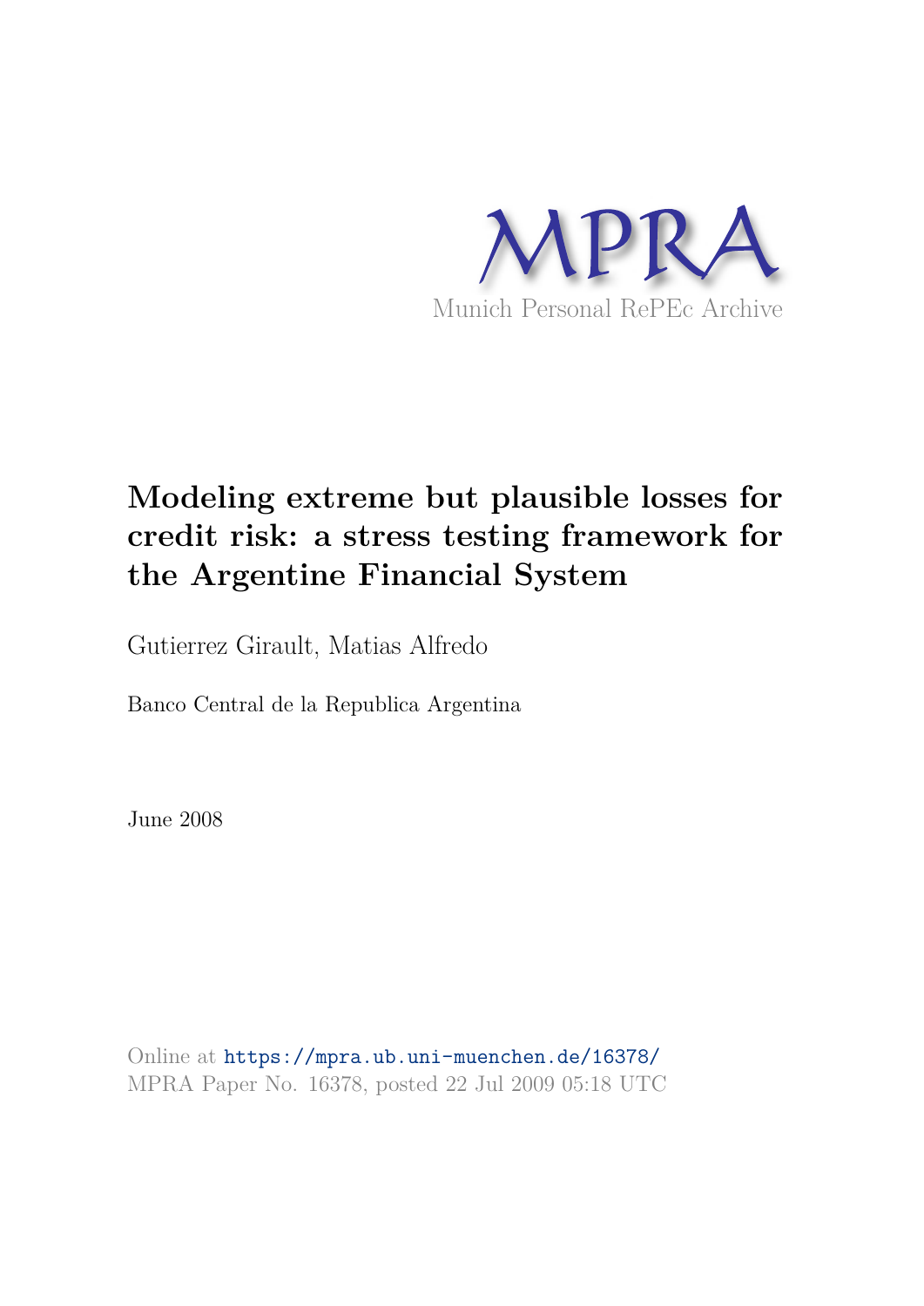MPRA

Munich Personal RePEc Archive

# Modeling extreme but plausible losses for credit risk: a stress testing framework for the Argentine Financial System

Gutierrez Girault, Matias Alfredo

Banco Central de la Republica Argentina

June 2008

Online at https://mpra.ub.uni-muenchen.de/16378/
MPRA Paper No. 16378, posted 22 Jul 2009 05:18 UTC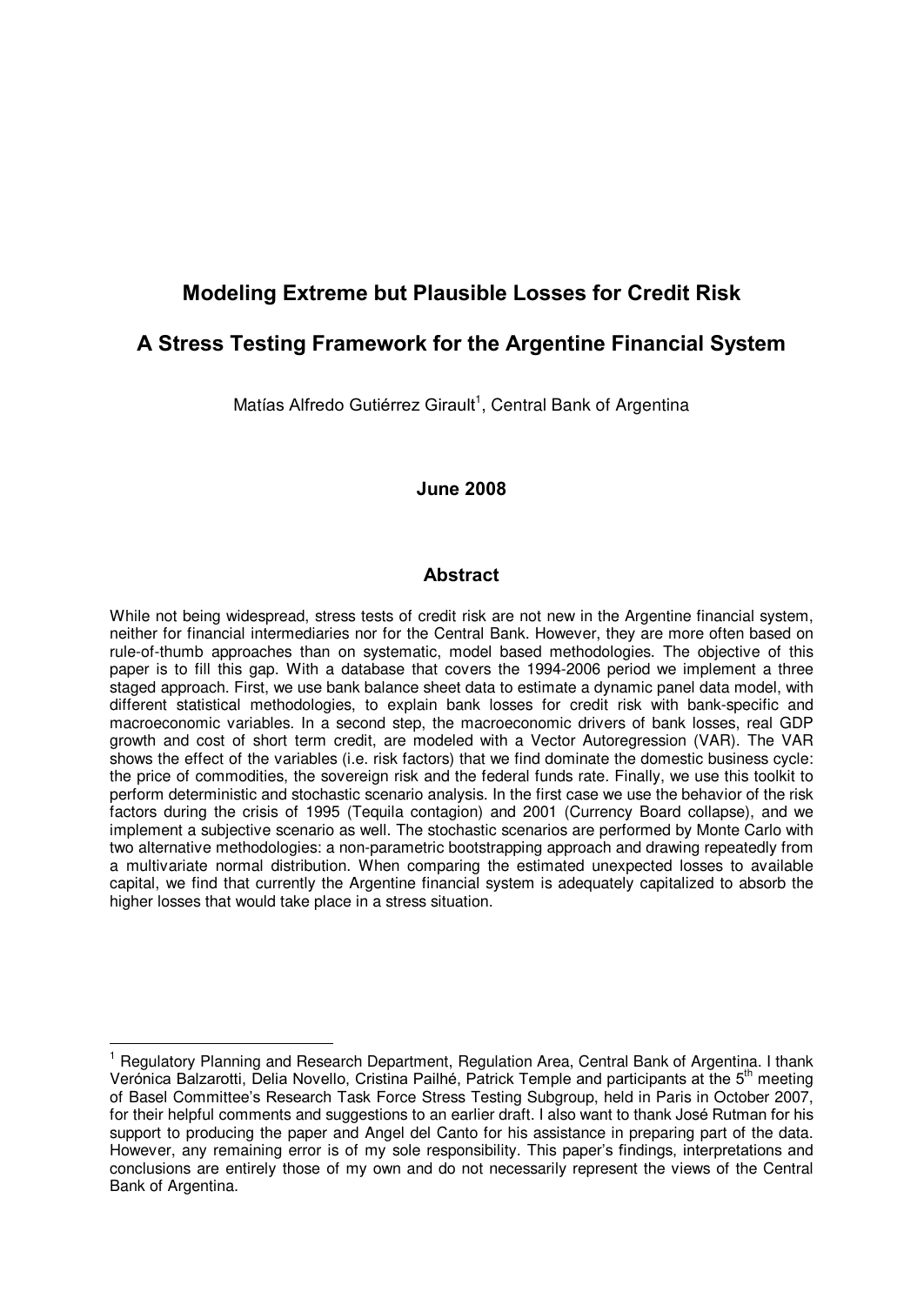# Modeling Extreme but Plausible Losses for Credit Risk

# A Stress Testing Framework for the Argentine Financial System

Matías Alfredo Gutiérrez Girault[1], Central Bank of Argentina

**June 2008**

## Abstract

While not being widespread, stress tests of credit risk are not new in the Argentine financial system, neither for financial intermediaries nor for the Central Bank. However, they are more often based on rule-of-thumb approaches than on systematic, model based methodologies. The objective of this paper is to fill this gap. With a database that covers the 1994-2006 period we implement a three staged approach. First, we use bank balance sheet data to estimate a dynamic panel data model, with different statistical methodologies, to explain bank losses for credit risk with bank-specific and macroeconomic variables. In a second step, the macroeconomic drivers of bank losses, real GDP growth and cost of short term credit, are modeled with a Vector Autoregression (VAR). The VAR shows the effect of the variables (i.e. risk factors) that we find dominate the domestic business cycle: the price of commodities, the sovereign risk and the federal funds rate. Finally, we use this toolkit to perform deterministic and stochastic scenario analysis. In the first case we use the behavior of the risk factors during the crisis of 1995 (Tequila contagion) and 2001 (Currency Board collapse), and we implement a subjective scenario as well. The stochastic scenarios are performed by Monte Carlo with two alternative methodologies: a non-parametric bootstrapping approach and drawing repeatedly from a multivariate normal distribution. When comparing the estimated unexpected losses to available capital, we find that currently the Argentine financial system is adequately capitalized to absorb the higher losses that would take place in a stress situation.

---

[1] Regulatory Planning and Research Department, Regulation Area, Central Bank of Argentina. I thank Verónica Balzarotti, Delia Novello, Cristina Pailhé, Patrick Temple and participants at the 5th meeting of Basel Committee's Research Task Force Stress Testing Subgroup, held in Paris in October 2007, for their helpful comments and suggestions to an earlier draft. I also want to thank José Rutman for his support to producing the paper and Angel del Canto for his assistance in preparing part of the data. However, any remaining error is of my sole responsibility. This paper's findings, interpretations and conclusions are entirely those of my own and do not necessarily represent the views of the Central Bank of Argentina.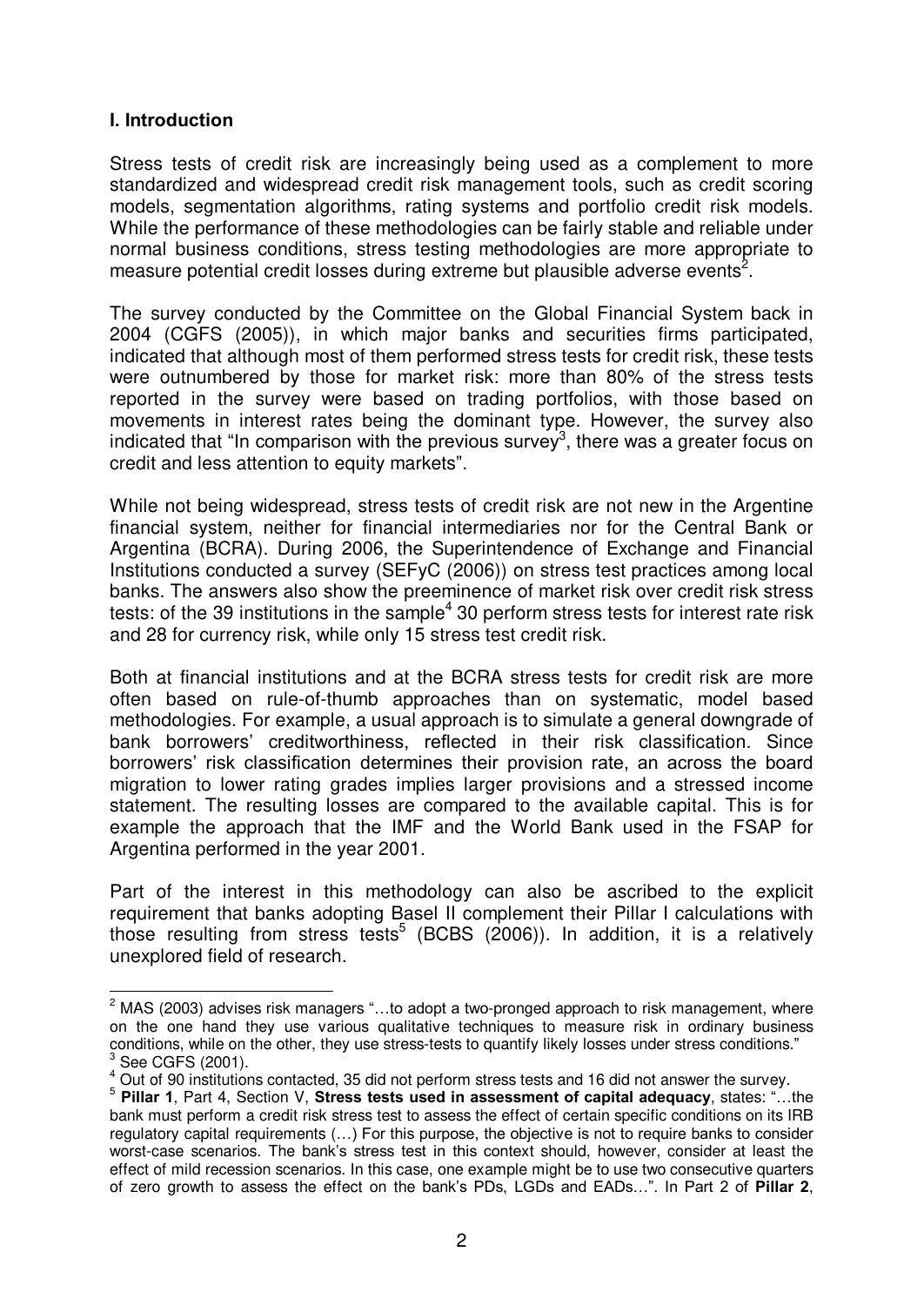## I. Introduction

Stress tests of credit risk are increasingly being used as a complement to more standardized and widespread credit risk management tools, such as credit scoring models, segmentation algorithms, rating systems and portfolio credit risk models. While the performance of these methodologies can be fairly stable and reliable under normal business conditions, stress testing methodologies are more appropriate to measure potential credit losses during extreme but plausible adverse events[2].

The survey conducted by the Committee on the Global Financial System back in 2004 (CGFS (2005)), in which major banks and securities firms participated, indicated that although most of them performed stress tests for credit risk, these tests were outnumbered by those for market risk: more than 80% of the stress tests reported in the survey were based on trading portfolios, with those based on movements in interest rates being the dominant type. However, the survey also indicated that "In comparison with the previous survey[3], there was a greater focus on credit and less attention to equity markets".

While not being widespread, stress tests of credit risk are not new in the Argentine financial system, neither for financial intermediaries nor for the Central Bank or Argentina (BCRA). During 2006, the Superintendence of Exchange and Financial Institutions conducted a survey (SEFyC (2006)) on stress test practices among local banks. The answers also show the preeminence of market risk over credit risk stress tests: of the 39 institutions in the sample[4] 30 perform stress tests for interest rate risk and 28 for currency risk, while only 15 stress test credit risk.

Both at financial institutions and at the BCRA stress tests for credit risk are more often based on rule-of-thumb approaches than on systematic, model based methodologies. For example, a usual approach is to simulate a general downgrade of bank borrowers' creditworthiness, reflected in their risk classification. Since borrowers' risk classification determines their provision rate, an across the board migration to lower rating grades implies larger provisions and a stressed income statement. The resulting losses are compared to the available capital. This is for example the approach that the IMF and the World Bank used in the FSAP for Argentina performed in the year 2001.

Part of the interest in this methodology can also be ascribed to the explicit requirement that banks adopting Basel II complement their Pillar I calculations with those resulting from stress tests[5] (BCBS (2006)). In addition, it is a relatively unexplored field of research.

---

[2] MAS (2003) advises risk managers "…to adopt a two-pronged approach to risk management, where on the one hand they use various qualitative techniques to measure risk in ordinary business conditions, while on the other, they use stress-tests to quantify likely losses under stress conditions."

[3] See CGFS (2001).

[4] Out of 90 institutions contacted, 35 did not perform stress tests and 16 did not answer the survey.

[5] **Pillar 1**, Part 4, Section V, **Stress tests used in assessment of capital adequacy**, states: "…the bank must perform a credit risk stress test to assess the effect of certain specific conditions on its IRB regulatory capital requirements (…) For this purpose, the objective is not to require banks to consider worst-case scenarios. The bank's stress test in this context should, however, consider at least the effect of mild recession scenarios. In this case, one example might be to use two consecutive quarters of zero growth to assess the effect on the bank's PDs, LGDs and EADs…". In Part 2 of **Pillar 2**,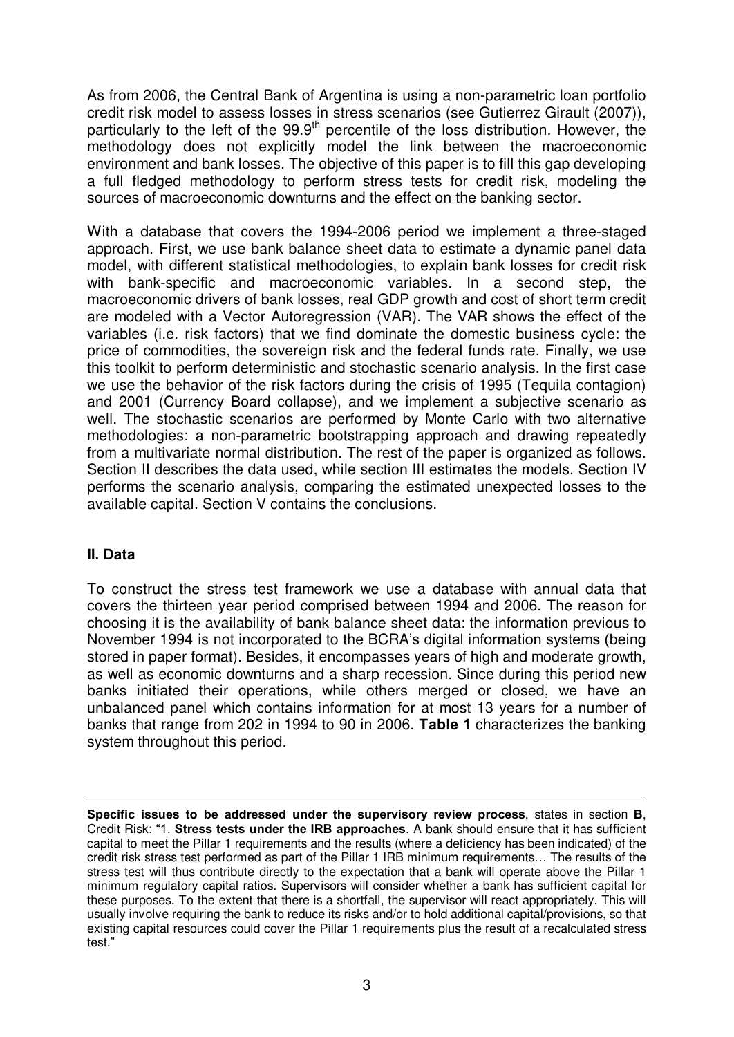As from 2006, the Central Bank of Argentina is using a non-parametric loan portfolio credit risk model to assess losses in stress scenarios (see Gutierrez Girault (2007)), particularly to the left of the 99.9th percentile of the loss distribution. However, the methodology does not explicitly model the link between the macroeconomic environment and bank losses. The objective of this paper is to fill this gap developing a full fledged methodology to perform stress tests for credit risk, modeling the sources of macroeconomic downturns and the effect on the banking sector.

With a database that covers the 1994-2006 period we implement a three-staged approach. First, we use bank balance sheet data to estimate a dynamic panel data model, with different statistical methodologies, to explain bank losses for credit risk with bank-specific and macroeconomic variables. In a second step, the macroeconomic drivers of bank losses, real GDP growth and cost of short term credit are modeled with a Vector Autoregression (VAR). The VAR shows the effect of the variables (i.e. risk factors) that we find dominate the domestic business cycle: the price of commodities, the sovereign risk and the federal funds rate. Finally, we use this toolkit to perform deterministic and stochastic scenario analysis. In the first case we use the behavior of the risk factors during the crisis of 1995 (Tequila contagion) and 2001 (Currency Board collapse), and we implement a subjective scenario as well. The stochastic scenarios are performed by Monte Carlo with two alternative methodologies: a non-parametric bootstrapping approach and drawing repeatedly from a multivariate normal distribution. The rest of the paper is organized as follows. Section II describes the data used, while section III estimates the models. Section IV performs the scenario analysis, comparing the estimated unexpected losses to the available capital. Section V contains the conclusions.

## II. Data

To construct the stress test framework we use a database with annual data that covers the thirteen year period comprised between 1994 and 2006. The reason for choosing it is the availability of bank balance sheet data: the information previous to November 1994 is not incorporated to the BCRA's digital information systems (being stored in paper format). Besides, it encompasses years of high and moderate growth, as well as economic downturns and a sharp recession. Since during this period new banks initiated their operations, while others merged or closed, we have an unbalanced panel which contains information for at most 13 years for a number of banks that range from 202 in 1994 to 90 in 2006. **Table 1** characterizes the banking system throughout this period.

---

**Specific issues to be addressed under the supervisory review process**, states in section **B**, Credit Risk: "1. **Stress tests under the IRB approaches**. A bank should ensure that it has sufficient capital to meet the Pillar 1 requirements and the results (where a deficiency has been indicated) of the credit risk stress test performed as part of the Pillar 1 IRB minimum requirements… The results of the stress test will thus contribute directly to the expectation that a bank will operate above the Pillar 1 minimum regulatory capital ratios. Supervisors will consider whether a bank has sufficient capital for these purposes. To the extent that there is a shortfall, the supervisor will react appropriately. This will usually involve requiring the bank to reduce its risks and/or to hold additional capital/provisions, so that existing capital resources could cover the Pillar 1 requirements plus the result of a recalculated stress test."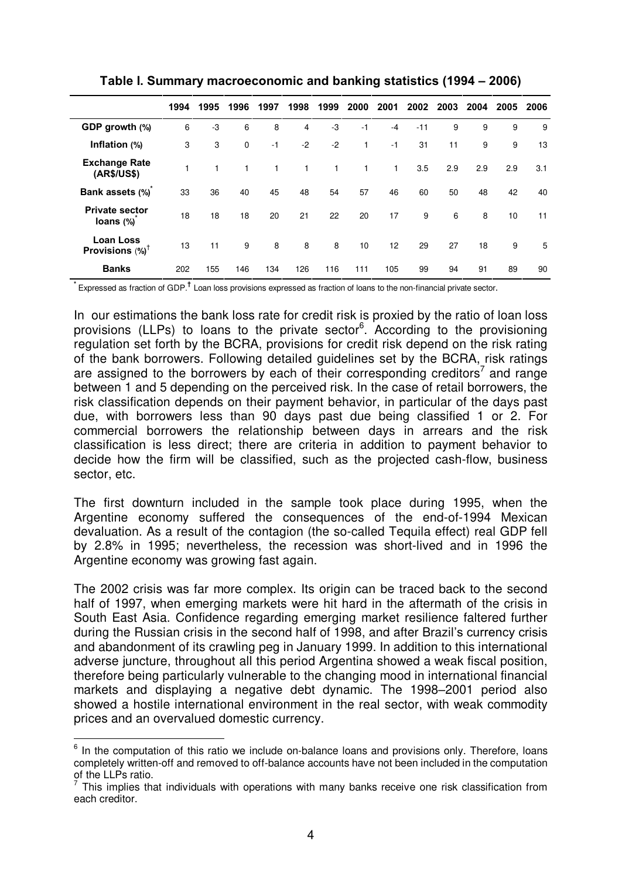**Table I. Summary macroeconomic and banking statistics (1994 – 2006)**

| | 1994 | 1995 | 1996 | 1997 | 1998 | 1999 | 2000 | 2001 | 2002 | 2003 | 2004 | 2005 | 2006 |
|---|---|---|---|---|---|---|---|---|---|---|---|---|---|
| **GDP growth (%)** | 6 | -3 | 6 | 8 | 4 | -3 | -1 | -4 | -11 | 9 | 9 | 9 | 9 |
| **Inflation (%)** | 3 | 3 | 0 | -1 | -2 | -2 | 1 | -1 | 31 | 11 | 9 | 9 | 13 |
| **Exchange Rate (AR$/US$)** | 1 | 1 | 1 | 1 | 1 | 1 | 1 | 1 | 3.5 | 2.9 | 2.9 | 2.9 | 3.1 |
| **Bank assets (%)*** | 33 | 36 | 40 | 45 | 48 | 54 | 57 | 46 | 60 | 50 | 48 | 42 | 40 |
| **Private sector loans (%)*** | 18 | 18 | 18 | 20 | 21 | 22 | 20 | 17 | 9 | 6 | 8 | 10 | 11 |
| **Loan Loss Provisions (%)†** | 13 | 11 | 9 | 8 | 8 | 8 | 10 | 12 | 29 | 27 | 18 | 9 | 5 |
| **Banks** | 202 | 155 | 146 | 134 | 126 | 116 | 111 | 105 | 99 | 94 | 91 | 89 | 90 |

* Expressed as fraction of GDP. † Loan loss provisions expressed as fraction of loans to the non-financial private sector.

In our estimations the bank loss rate for credit risk is proxied by the ratio of loan loss provisions (LLPs) to loans to the private sector[6]. According to the provisioning regulation set forth by the BCRA, provisions for credit risk depend on the risk rating of the bank borrowers. Following detailed guidelines set by the BCRA, risk ratings are assigned to the borrowers by each of their corresponding creditors[7] and range between 1 and 5 depending on the perceived risk. In the case of retail borrowers, the risk classification depends on their payment behavior, in particular of the days past due, with borrowers less than 90 days past due being classified 1 or 2. For commercial borrowers the relationship between days in arrears and the risk classification is less direct; there are criteria in addition to payment behavior to decide how the firm will be classified, such as the projected cash-flow, business sector, etc.

The first downturn included in the sample took place during 1995, when the Argentine economy suffered the consequences of the end-of-1994 Mexican devaluation. As a result of the contagion (the so-called Tequila effect) real GDP fell by 2.8% in 1995; nevertheless, the recession was short-lived and in 1996 the Argentine economy was growing fast again.

The 2002 crisis was far more complex. Its origin can be traced back to the second half of 1997, when emerging markets were hit hard in the aftermath of the crisis in South East Asia. Confidence regarding emerging market resilience faltered further during the Russian crisis in the second half of 1998, and after Brazil's currency crisis and abandonment of its crawling peg in January 1999. In addition to this international adverse juncture, throughout all this period Argentina showed a weak fiscal position, therefore being particularly vulnerable to the changing mood in international financial markets and displaying a negative debt dynamic. The 1998–2001 period also showed a hostile international environment in the real sector, with weak commodity prices and an overvalued domestic currency.

[6] In the computation of this ratio we include on-balance loans and provisions only. Therefore, loans completely written-off and removed to off-balance accounts have not been included in the computation of the LLPs ratio.

[7] This implies that individuals with operations with many banks receive one risk classification from each creditor.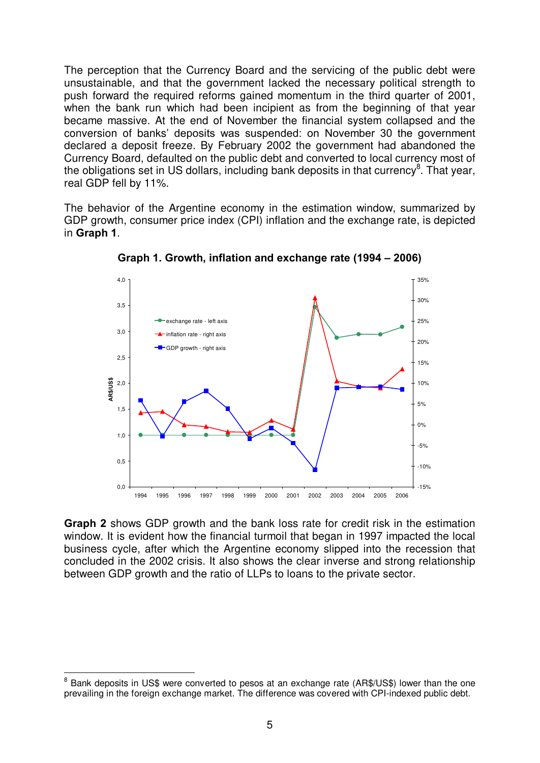The perception that the Currency Board and the servicing of the public debt were unsustainable, and that the government lacked the necessary political strength to push forward the required reforms gained momentum in the third quarter of 2001, when the bank run which had been incipient as from the beginning of that year became massive. At the end of November the financial system collapsed and the conversion of banks' deposits was suspended: on November 30 the government declared a deposit freeze. By February 2002 the government had abandoned the Currency Board, defaulted on the public debt and converted to local currency most of the obligations set in US dollars, including bank deposits in that currency[8]. That year, real GDP fell by 11%.

The behavior of the Argentine economy in the estimation window, summarized by GDP growth, consumer price index (CPI) inflation and the exchange rate, is depicted in **Graph 1**.

**Graph 1. Growth, inflation and exchange rate (1994 – 2006)**

**Graph 2** shows GDP growth and the bank loss rate for credit risk in the estimation window. It is evident how the financial turmoil that began in 1997 impacted the local business cycle, after which the Argentine economy slipped into the recession that concluded in the 2002 crisis. It also shows the clear inverse and strong relationship between GDP growth and the ratio of LLPs to loans to the private sector.

---

[8] Bank deposits in US$ were converted to pesos at an exchange rate (AR$/US$) lower than the one prevailing in the foreign exchange market. The difference was covered with CPI-indexed public debt.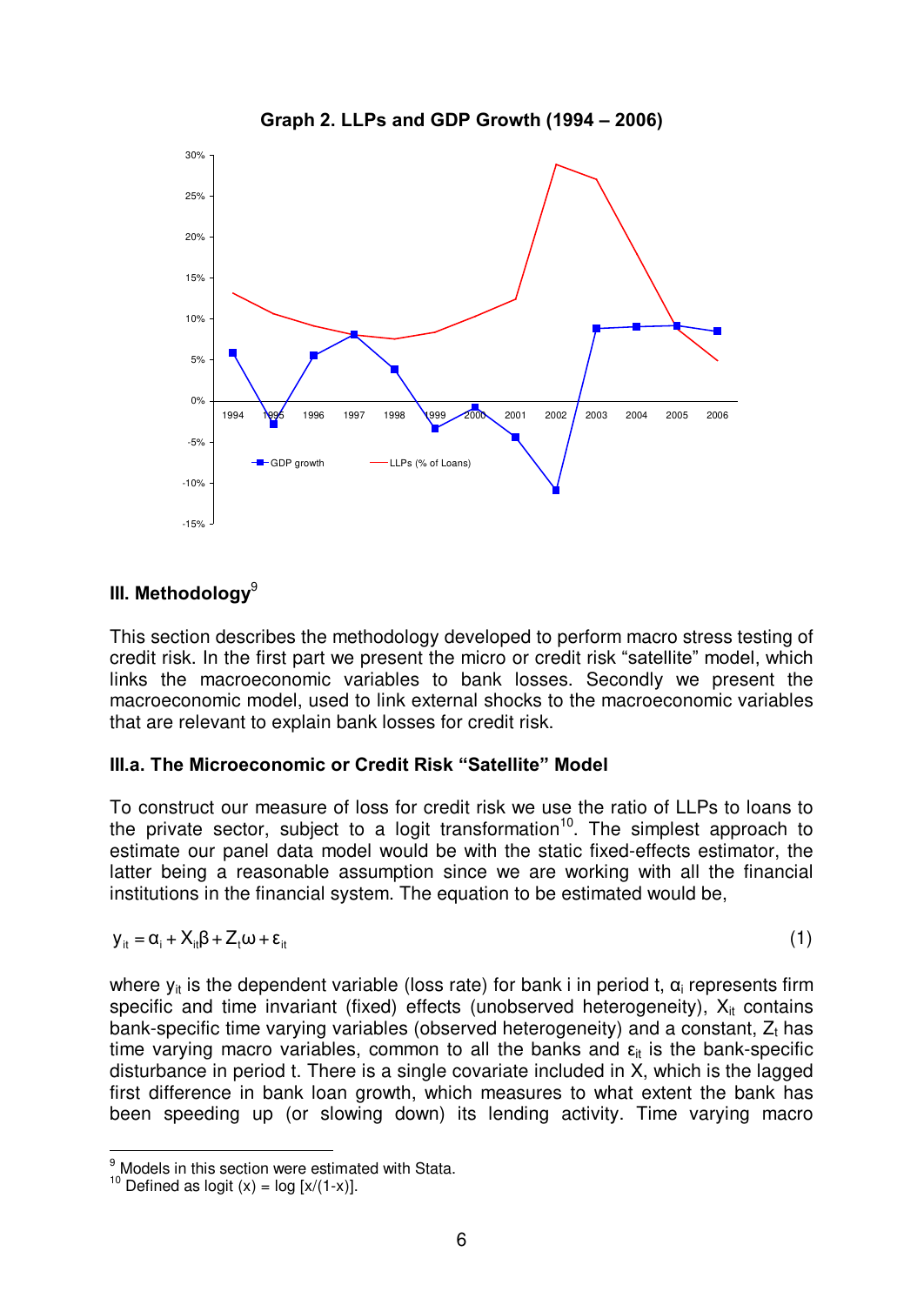**Graph 2. LLPs and GDP Growth (1994 – 2006)**

## III. Methodology[9]

This section describes the methodology developed to perform macro stress testing of credit risk. In the first part we present the micro or credit risk "satellite" model, which links the macroeconomic variables to bank losses. Secondly we present the macroeconomic model, used to link external shocks to the macroeconomic variables that are relevant to explain bank losses for credit risk.

### III.a. The Microeconomic or Credit Risk "Satellite" Model

To construct our measure of loss for credit risk we use the ratio of LLPs to loans to the private sector, subject to a logit transformation[10]. The simplest approach to estimate our panel data model would be with the static fixed-effects estimator, the latter being a reasonable assumption since we are working with all the financial institutions in the financial system. The equation to be estimated would be,

$$y_{it} = \alpha_i + X_{it}\beta + Z_t\omega + \varepsilon_{it} \tag{1}$$

where $y_{it}$ is the dependent variable (loss rate) for bank i in period t, $\alpha_i$ represents firm specific and time invariant (fixed) effects (unobserved heterogeneity), $X_{it}$ contains bank-specific time varying variables (observed heterogeneity) and a constant, $Z_t$ has time varying macro variables, common to all the banks and $\varepsilon_{it}$ is the bank-specific disturbance in period t. There is a single covariate included in X, which is the lagged first difference in bank loan growth, which measures to what extent the bank has been speeding up (or slowing down) its lending activity. Time varying macro

---

[9] Models in this section were estimated with Stata.

[10] Defined as logit (x) = log [x/(1-x)].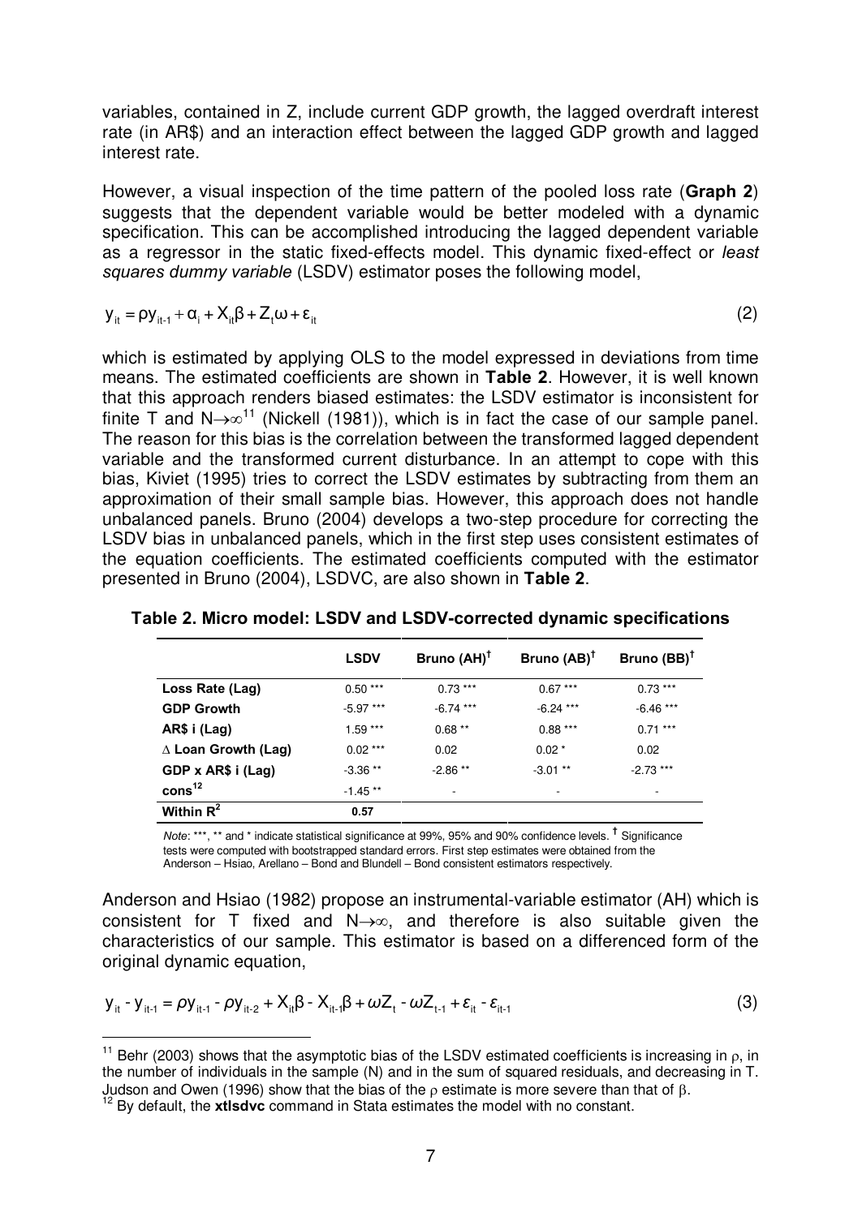variables, contained in Z, include current GDP growth, the lagged overdraft interest rate (in AR$) and an interaction effect between the lagged GDP growth and lagged interest rate.

However, a visual inspection of the time pattern of the pooled loss rate (**Graph 2**) suggests that the dependent variable would be better modeled with a dynamic specification. This can be accomplished introducing the lagged dependent variable as a regressor in the static fixed-effects model. This dynamic fixed-effect or *least squares dummy variable* (LSDV) estimator poses the following model,

$$y_{it} = \rho y_{it-1} + \alpha_i + X_{it}\beta + Z_t\omega + \varepsilon_{it} \tag{2}$$

which is estimated by applying OLS to the model expressed in deviations from time means. The estimated coefficients are shown in **Table 2**. However, it is well known that this approach renders biased estimates: the LSDV estimator is inconsistent for finite T and $N \to \infty$[11] (Nickell (1981)), which is in fact the case of our sample panel. The reason for this bias is the correlation between the transformed lagged dependent variable and the transformed current disturbance. In an attempt to cope with this bias, Kiviet (1995) tries to correct the LSDV estimates by subtracting from them an approximation of their small sample bias. However, this approach does not handle unbalanced panels. Bruno (2004) develops a two-step procedure for correcting the LSDV bias in unbalanced panels, which in the first step uses consistent estimates of the equation coefficients. The estimated coefficients computed with the estimator presented in Bruno (2004), LSDVC, are also shown in **Table 2**.

**Table 2. Micro model: LSDV and LSDV-corrected dynamic specifications**

| | LSDV | Bruno (AH)† | Bruno (AB)† | Bruno (BB)† |
|---|---|---|---|---|
| **Loss Rate (Lag)** | 0.50 *** | 0.73 *** | 0.67 *** | 0.73 *** |
| **GDP Growth** | -5.97 *** | -6.74 *** | -6.24 *** | -6.46 *** |
| **AR$ i (Lag)** | 1.59 *** | 0.68 ** | 0.88 *** | 0.71 *** |
| **Δ Loan Growth (Lag)** | 0.02 *** | 0.02 | 0.02 * | 0.02 |
| **GDP x AR$ i (Lag)** | -3.36 ** | -2.86 ** | -3.01 ** | -2.73 *** |
| **cons[12]** | -1.45 ** | - | - | - |
| **Within $R^2$** | **0.57** | | | |

*Note*: ***, ** and * indicate statistical significance at 99%, 95% and 90% confidence levels. **†** Significance tests were computed with bootstrapped standard errors. First step estimates were obtained from the Anderson – Hsiao, Arellano – Bond and Blundell – Bond consistent estimators respectively.

Anderson and Hsiao (1982) propose an instrumental-variable estimator (AH) which is consistent for T fixed and $N \to \infty$, and therefore is also suitable given the characteristics of our sample. This estimator is based on a differenced form of the original dynamic equation,

$$y_{it} - y_{it-1} = \rho y_{it-1} - \rho y_{it-2} + X_{it}\beta - X_{it-1}\beta + \omega Z_t - \omega Z_{t-1} + \varepsilon_{it} - \varepsilon_{it-1} \tag{3}$$

---

[11] Behr (2003) shows that the asymptotic bias of the LSDV estimated coefficients is increasing in $\rho$, in the number of individuals in the sample (N) and in the sum of squared residuals, and decreasing in T. Judson and Owen (1996) show that the bias of the $\rho$ estimate is more severe than that of $\beta$.

[12] By default, the **xtlsdvc** command in Stata estimates the model with no constant.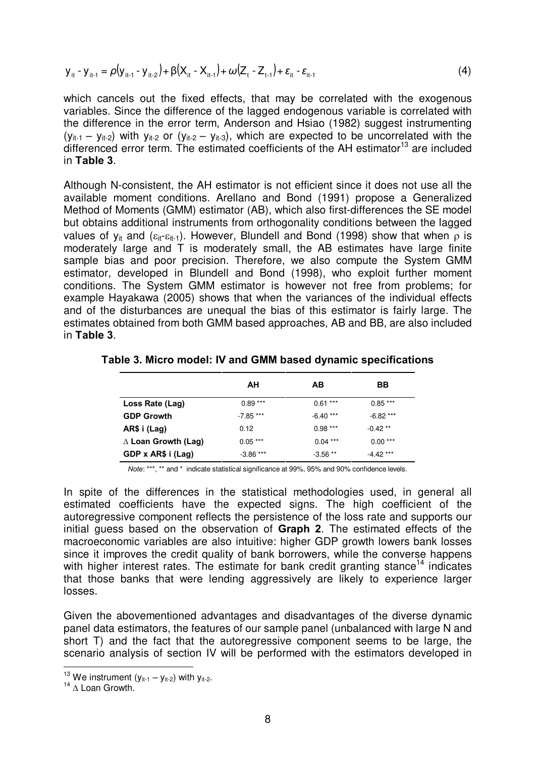$$y_{it} - y_{it-1} = \rho(y_{it-1} - y_{it-2}) + \beta(X_{it} - X_{it-1}) + \omega(Z_t - Z_{t-1}) + \varepsilon_{it} - \varepsilon_{it-1} \tag{4}$$

which cancels out the fixed effects, that may be correlated with the exogenous variables. Since the difference of the lagged endogenous variable is correlated with the difference in the error term, Anderson and Hsiao (1982) suggest instrumenting $(y_{it-1} - y_{it-2})$ with $y_{it-2}$ or $(y_{it-2} - y_{it-3})$, which are expected to be uncorrelated with the differenced error term. The estimated coefficients of the AH estimator[13] are included in **Table 3**.

Although N-consistent, the AH estimator is not efficient since it does not use all the available moment conditions. Arellano and Bond (1991) propose a Generalized Method of Moments (GMM) estimator (AB), which also first-differences the SE model but obtains additional instruments from orthogonality conditions between the lagged values of $y_{it}$ and $(\varepsilon_{it}-\varepsilon_{it-1})$. However, Blundell and Bond (1998) show that when $\rho$ is moderately large and T is moderately small, the AB estimates have large finite sample bias and poor precision. Therefore, we also compute the System GMM estimator, developed in Blundell and Bond (1998), who exploit further moment conditions. The System GMM estimator is however not free from problems; for example Hayakawa (2005) shows that when the variances of the individual effects and of the disturbances are unequal the bias of this estimator is fairly large. The estimates obtained from both GMM based approaches, AB and BB, are also included in **Table 3**.

**Table 3. Micro model: IV and GMM based dynamic specifications**

| | AH | AB | BB |
|---|---|---|---|
| **Loss Rate (Lag)** | 0.89 *** | 0.61 *** | 0.85 *** |
| **GDP Growth** | -7.85 *** | -6.40 *** | -6.82 *** |
| **AR$ i (Lag)** | 0.12 | 0.98 *** | -0.42 ** |
| **Δ Loan Growth (Lag)** | 0.05 *** | 0.04 *** | 0.00 *** |
| **GDP x AR$ i (Lag)** | -3.86 *** | -3.56 ** | -4.42 *** |

*Note*: ***, ** and * indicate statistical significance at 99%, 95% and 90% confidence levels.

In spite of the differences in the statistical methodologies used, in general all estimated coefficients have the expected signs. The high coefficient of the autoregressive component reflects the persistence of the loss rate and supports our initial guess based on the observation of **Graph 2**. The estimated effects of the macroeconomic variables are also intuitive: higher GDP growth lowers bank losses since it improves the credit quality of bank borrowers, while the converse happens with higher interest rates. The estimate for bank credit granting stance[14] indicates that those banks that were lending aggressively are likely to experience larger losses.

Given the abovementioned advantages and disadvantages of the diverse dynamic panel data estimators, the features of our sample panel (unbalanced with large N and short T) and the fact that the autoregressive component seems to be large, the scenario analysis of section IV will be performed with the estimators developed in

[13] We instrument $(y_{it-1} - y_{it-2})$ with $y_{it-2}$.

[14] Δ Loan Growth.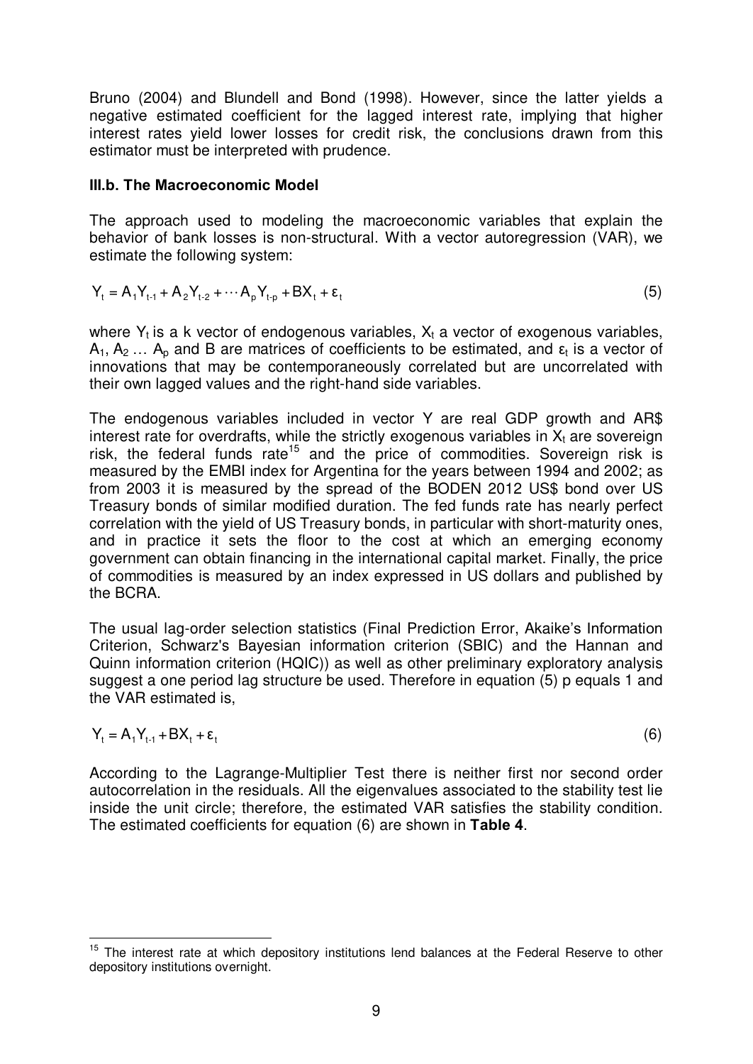Bruno (2004) and Blundell and Bond (1998). However, since the latter yields a negative estimated coefficient for the lagged interest rate, implying that higher interest rates yield lower losses for credit risk, the conclusions drawn from this estimator must be interpreted with prudence.

### III.b. The Macroeconomic Model

The approach used to modeling the macroeconomic variables that explain the behavior of bank losses is non-structural. With a vector autoregression (VAR), we estimate the following system:

$$Y_t = A_1 Y_{t-1} + A_2 Y_{t-2} + \cdots A_p Y_{t-p} + BX_t + \varepsilon_t \tag{5}$$

where $Y_t$ is a k vector of endogenous variables, $X_t$ a vector of exogenous variables, $A_1, A_2 \ldots A_p$ and B are matrices of coefficients to be estimated, and $\varepsilon_t$ is a vector of innovations that may be contemporaneously correlated but are uncorrelated with their own lagged values and the right-hand side variables.

The endogenous variables included in vector Y are real GDP growth and AR$ interest rate for overdrafts, while the strictly exogenous variables in $X_t$ are sovereign risk, the federal funds rate[15] and the price of commodities. Sovereign risk is measured by the EMBI index for Argentina for the years between 1994 and 2002; as from 2003 it is measured by the spread of the BODEN 2012 US$ bond over US Treasury bonds of similar modified duration. The fed funds rate has nearly perfect correlation with the yield of US Treasury bonds, in particular with short-maturity ones, and in practice it sets the floor to the cost at which an emerging economy government can obtain financing in the international capital market. Finally, the price of commodities is measured by an index expressed in US dollars and published by the BCRA.

The usual lag-order selection statistics (Final Prediction Error, Akaike's Information Criterion, Schwarz's Bayesian information criterion (SBIC) and the Hannan and Quinn information criterion (HQIC)) as well as other preliminary exploratory analysis suggest a one period lag structure be used. Therefore in equation (5) p equals 1 and the VAR estimated is,

$$Y_t = A_1 Y_{t-1} + BX_t + \varepsilon_t \tag{6}$$

According to the Lagrange-Multiplier Test there is neither first nor second order autocorrelation in the residuals. All the eigenvalues associated to the stability test lie inside the unit circle; therefore, the estimated VAR satisfies the stability condition. The estimated coefficients for equation (6) are shown in **Table 4**.

---

[15] The interest rate at which depository institutions lend balances at the Federal Reserve to other depository institutions overnight.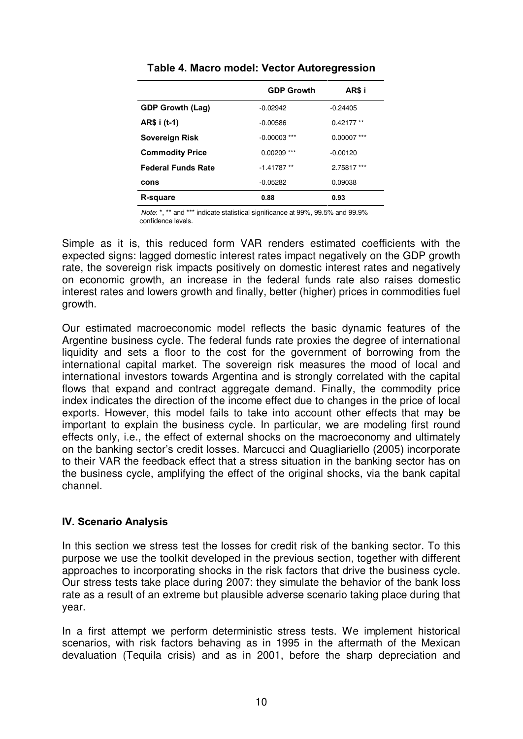**Table 4. Macro model: Vector Autoregression**

| | GDP Growth | AR$ i |
|---|---|---|
| **GDP Growth (Lag)** | -0.02942 | -0.24405 |
| **AR$ i (t-1)** | -0.00586 | 0.42177 ** |
| **Sovereign Risk** | -0.00003 *** | 0.00007 *** |
| **Commodity Price** | 0.00209 *** | -0.00120 |
| **Federal Funds Rate** | -1.41787 ** | 2.75817 *** |
| **cons** | -0.05282 | 0.09038 |
| **R-square** | **0.88** | **0.93** |

*Note*: *, ** and *** indicate statistical significance at 99%, 99.5% and 99.9% confidence levels.

Simple as it is, this reduced form VAR renders estimated coefficients with the expected signs: lagged domestic interest rates impact negatively on the GDP growth rate, the sovereign risk impacts positively on domestic interest rates and negatively on economic growth, an increase in the federal funds rate also raises domestic interest rates and lowers growth and finally, better (higher) prices in commodities fuel growth.

Our estimated macroeconomic model reflects the basic dynamic features of the Argentine business cycle. The federal funds rate proxies the degree of international liquidity and sets a floor to the cost for the government of borrowing from the international capital market. The sovereign risk measures the mood of local and international investors towards Argentina and is strongly correlated with the capital flows that expand and contract aggregate demand. Finally, the commodity price index indicates the direction of the income effect due to changes in the price of local exports. However, this model fails to take into account other effects that may be important to explain the business cycle. In particular, we are modeling first round effects only, i.e., the effect of external shocks on the macroeconomy and ultimately on the banking sector's credit losses. Marcucci and Quagliariello (2005) incorporate to their VAR the feedback effect that a stress situation in the banking sector has on the business cycle, amplifying the effect of the original shocks, via the bank capital channel.

## IV. Scenario Analysis

In this section we stress test the losses for credit risk of the banking sector. To this purpose we use the toolkit developed in the previous section, together with different approaches to incorporating shocks in the risk factors that drive the business cycle. Our stress tests take place during 2007: they simulate the behavior of the bank loss rate as a result of an extreme but plausible adverse scenario taking place during that year.

In a first attempt we perform deterministic stress tests. We implement historical scenarios, with risk factors behaving as in 1995 in the aftermath of the Mexican devaluation (Tequila crisis) and as in 2001, before the sharp depreciation and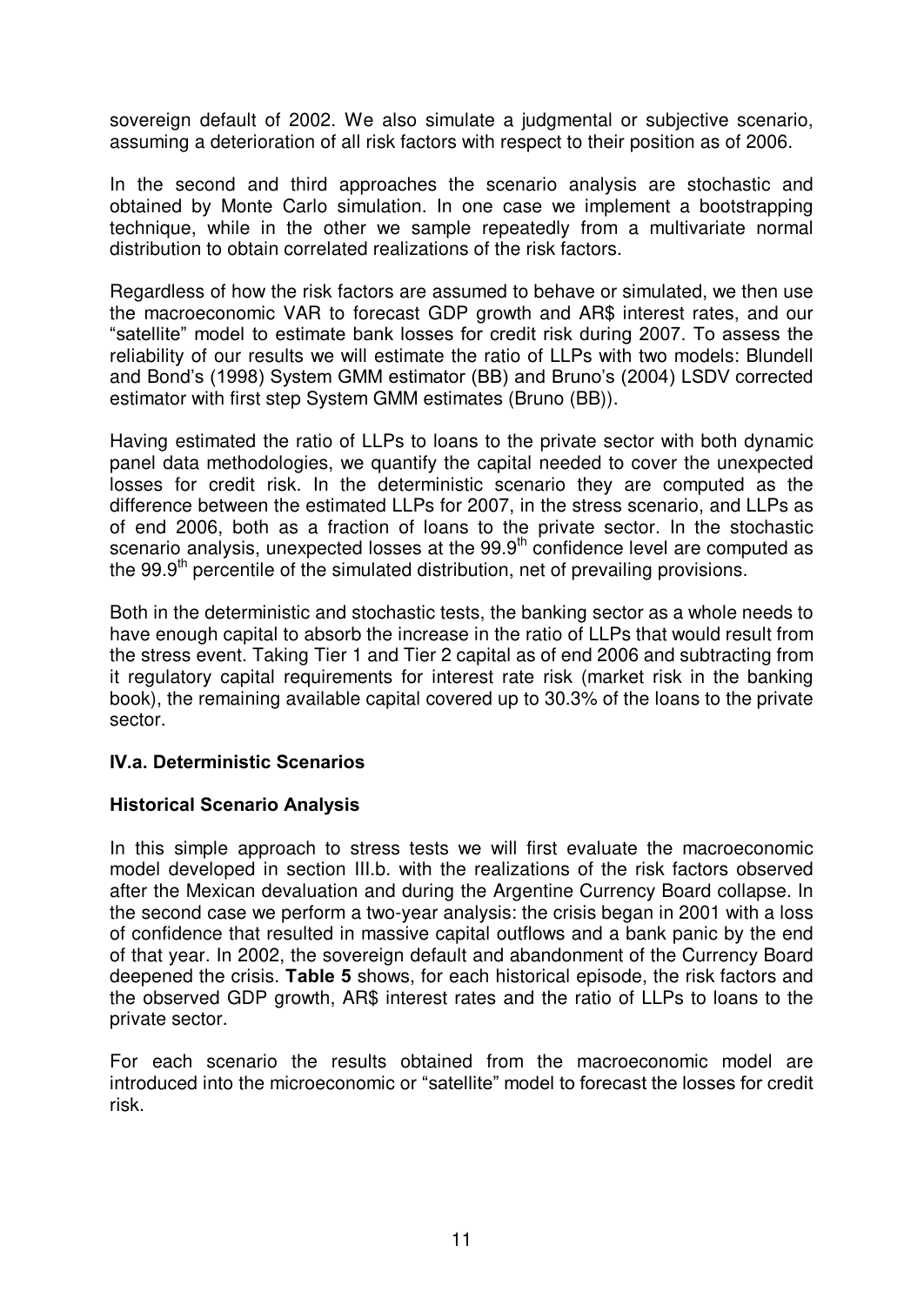sovereign default of 2002. We also simulate a judgmental or subjective scenario, assuming a deterioration of all risk factors with respect to their position as of 2006.

In the second and third approaches the scenario analysis are stochastic and obtained by Monte Carlo simulation. In one case we implement a bootstrapping technique, while in the other we sample repeatedly from a multivariate normal distribution to obtain correlated realizations of the risk factors.

Regardless of how the risk factors are assumed to behave or simulated, we then use the macroeconomic VAR to forecast GDP growth and AR$ interest rates, and our "satellite" model to estimate bank losses for credit risk during 2007. To assess the reliability of our results we will estimate the ratio of LLPs with two models: Blundell and Bond's (1998) System GMM estimator (BB) and Bruno's (2004) LSDV corrected estimator with first step System GMM estimates (Bruno (BB)).

Having estimated the ratio of LLPs to loans to the private sector with both dynamic panel data methodologies, we quantify the capital needed to cover the unexpected losses for credit risk. In the deterministic scenario they are computed as the difference between the estimated LLPs for 2007, in the stress scenario, and LLPs as of end 2006, both as a fraction of loans to the private sector. In the stochastic scenario analysis, unexpected losses at the 99.9[th] confidence level are computed as the 99.9[th] percentile of the simulated distribution, net of prevailing provisions.

Both in the deterministic and stochastic tests, the banking sector as a whole needs to have enough capital to absorb the increase in the ratio of LLPs that would result from the stress event. Taking Tier 1 and Tier 2 capital as of end 2006 and subtracting from it regulatory capital requirements for interest rate risk (market risk in the banking book), the remaining available capital covered up to 30.3% of the loans to the private sector.

### IV.a. Deterministic Scenarios

#### Historical Scenario Analysis

In this simple approach to stress tests we will first evaluate the macroeconomic model developed in section III.b. with the realizations of the risk factors observed after the Mexican devaluation and during the Argentine Currency Board collapse. In the second case we perform a two-year analysis: the crisis began in 2001 with a loss of confidence that resulted in massive capital outflows and a bank panic by the end of that year. In 2002, the sovereign default and abandonment of the Currency Board deepened the crisis. **Table 5** shows, for each historical episode, the risk factors and the observed GDP growth, AR$ interest rates and the ratio of LLPs to loans to the private sector.

For each scenario the results obtained from the macroeconomic model are introduced into the microeconomic or "satellite" model to forecast the losses for credit risk.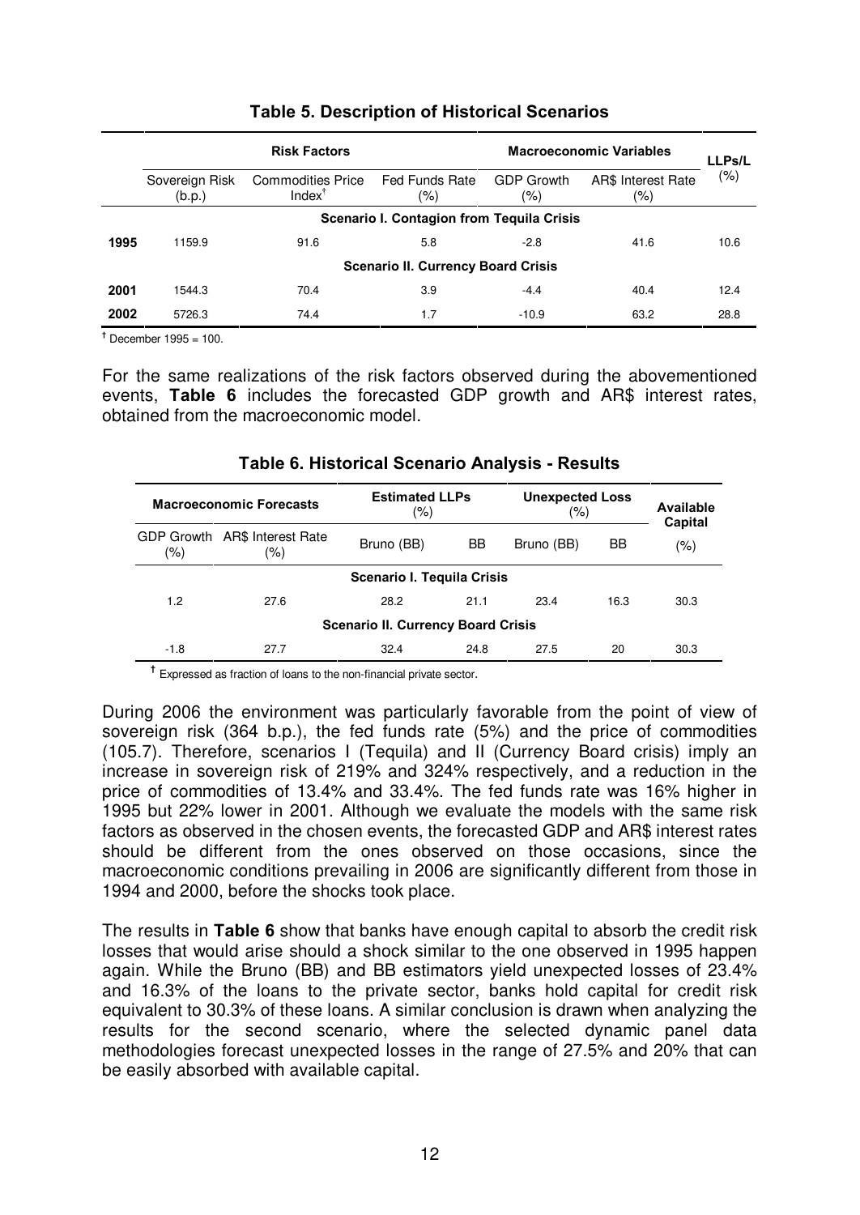**Table 5. Description of Historical Scenarios**

| | Risk Factors | | | Macroeconomic Variables | | LLPs/L |
|---|---|---|---|---|---|---|
| | Sovereign Risk (b.p.) | Commodities Price Index† | Fed Funds Rate (%) | GDP Growth (%) | AR$ Interest Rate (%) | (%) |
| | | | **Scenario I. Contagion from Tequila Crisis** | | | |
| **1995** | 1159.9 | 91.6 | 5.8 | -2.8 | 41.6 | 10.6 |
| | | | **Scenario II. Currency Board Crisis** | | | |
| **2001** | 1544.3 | 70.4 | 3.9 | -4.4 | 40.4 | 12.4 |
| **2002** | 5726.3 | 74.4 | 1.7 | -10.9 | 63.2 | 28.8 |

† December 1995 = 100.

For the same realizations of the risk factors observed during the abovementioned events, **Table 6** includes the forecasted GDP growth and AR$ interest rates, obtained from the macroeconomic model.

**Table 6. Historical Scenario Analysis - Results**

| Macroeconomic Forecasts | | Estimated LLPs (%) | | Unexpected Loss (%) | | Available Capital |
|---|---|---|---|---|---|---|
| GDP Growth (%) | AR$ Interest Rate (%) | Bruno (BB) | BB | Bruno (BB) | BB | (%) |
| | | **Scenario I. Tequila Crisis** | | | | |
| 1.2 | 27.6 | 28.2 | 21.1 | 23.4 | 16.3 | 30.3 |
| | | **Scenario II. Currency Board Crisis** | | | | |
| -1.8 | 27.7 | 32.4 | 24.8 | 27.5 | 20 | 30.3 |

† Expressed as fraction of loans to the non-financial private sector.

During 2006 the environment was particularly favorable from the point of view of sovereign risk (364 b.p.), the fed funds rate (5%) and the price of commodities (105.7). Therefore, scenarios I (Tequila) and II (Currency Board crisis) imply an increase in sovereign risk of 219% and 324% respectively, and a reduction in the price of commodities of 13.4% and 33.4%. The fed funds rate was 16% higher in 1995 but 22% lower in 2001. Although we evaluate the models with the same risk factors as observed in the chosen events, the forecasted GDP and AR$ interest rates should be different from the ones observed on those occasions, since the macroeconomic conditions prevailing in 2006 are significantly different from those in 1994 and 2000, before the shocks took place.

The results in **Table 6** show that banks have enough capital to absorb the credit risk losses that would arise should a shock similar to the one observed in 1995 happen again. While the Bruno (BB) and BB estimators yield unexpected losses of 23.4% and 16.3% of the loans to the private sector, banks hold capital for credit risk equivalent to 30.3% of these loans. A similar conclusion is drawn when analyzing the results for the second scenario, where the selected dynamic panel data methodologies forecast unexpected losses in the range of 27.5% and 20% that can be easily absorbed with available capital.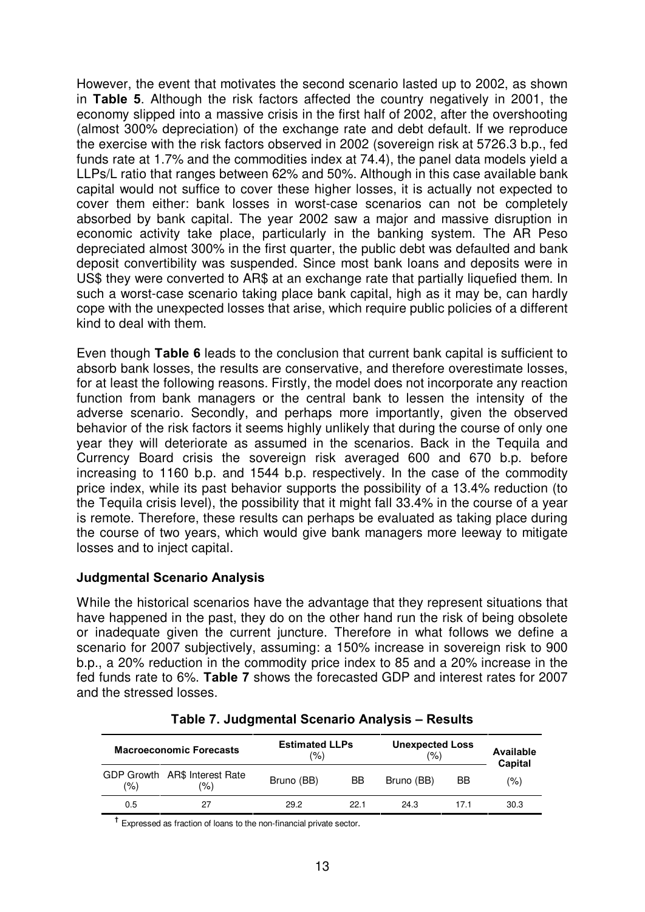However, the event that motivates the second scenario lasted up to 2002, as shown in **Table 5**. Although the risk factors affected the country negatively in 2001, the economy slipped into a massive crisis in the first half of 2002, after the overshooting (almost 300% depreciation) of the exchange rate and debt default. If we reproduce the exercise with the risk factors observed in 2002 (sovereign risk at 5726.3 b.p., fed funds rate at 1.7% and the commodities index at 74.4), the panel data models yield a LLPs/L ratio that ranges between 62% and 50%. Although in this case available bank capital would not suffice to cover these higher losses, it is actually not expected to cover them either: bank losses in worst-case scenarios can not be completely absorbed by bank capital. The year 2002 saw a major and massive disruption in economic activity take place, particularly in the banking system. The AR Peso depreciated almost 300% in the first quarter, the public debt was defaulted and bank deposit convertibility was suspended. Since most bank loans and deposits were in US$ they were converted to AR$ at an exchange rate that partially liquefied them. In such a worst-case scenario taking place bank capital, high as it may be, can hardly cope with the unexpected losses that arise, which require public policies of a different kind to deal with them.

Even though **Table 6** leads to the conclusion that current bank capital is sufficient to absorb bank losses, the results are conservative, and therefore overestimate losses, for at least the following reasons. Firstly, the model does not incorporate any reaction function from bank managers or the central bank to lessen the intensity of the adverse scenario. Secondly, and perhaps more importantly, given the observed behavior of the risk factors it seems highly unlikely that during the course of only one year they will deteriorate as assumed in the scenarios. Back in the Tequila and Currency Board crisis the sovereign risk averaged 600 and 670 b.p. before increasing to 1160 b.p. and 1544 b.p. respectively. In the case of the commodity price index, while its past behavior supports the possibility of a 13.4% reduction (to the Tequila crisis level), the possibility that it might fall 33.4% in the course of a year is remote. Therefore, these results can perhaps be evaluated as taking place during the course of two years, which would give bank managers more leeway to mitigate losses and to inject capital.

### Judgmental Scenario Analysis

While the historical scenarios have the advantage that they represent situations that have happened in the past, they do on the other hand run the risk of being obsolete or inadequate given the current juncture. Therefore in what follows we define a scenario for 2007 subjectively, assuming: a 150% increase in sovereign risk to 900 b.p., a 20% reduction in the commodity price index to 85 and a 20% increase in the fed funds rate to 6%. **Table 7** shows the forecasted GDP and interest rates for 2007 and the stressed losses.

**Table 7. Judgmental Scenario Analysis – Results**

| Macroeconomic Forecasts | | Estimated LLPs (%) | | Unexpected Loss (%) | | Available Capital |
|---|---|---|---|---|---|---|
| GDP Growth (%) | AR$ Interest Rate (%) | Bruno (BB) | BB | Bruno (BB) | BB | (%) |
| 0.5 | 27 | 29.2 | 22.1 | 24.3 | 17.1 | 30.3 |

† Expressed as fraction of loans to the non-financial private sector.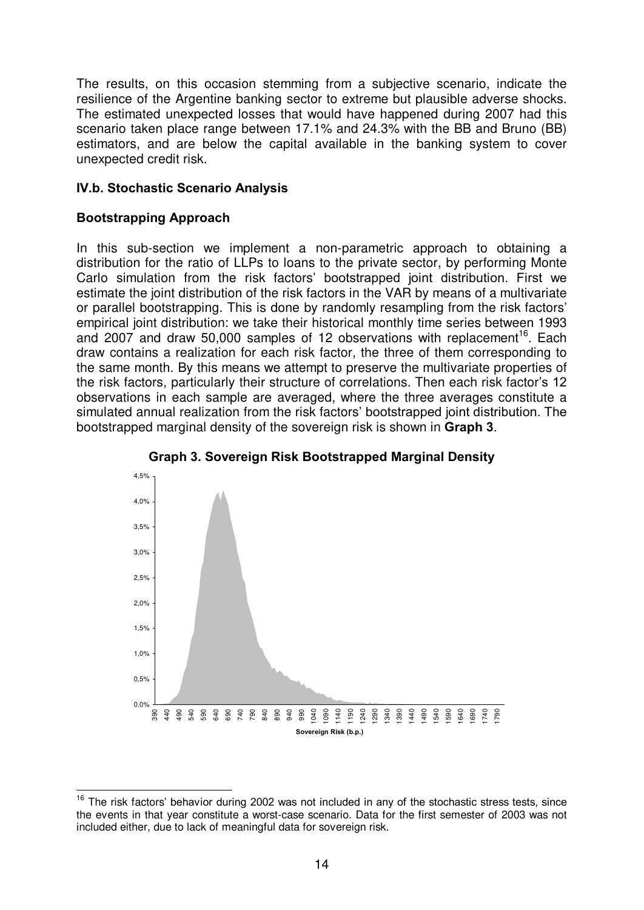The results, on this occasion stemming from a subjective scenario, indicate the resilience of the Argentine banking sector to extreme but plausible adverse shocks. The estimated unexpected losses that would have happened during 2007 had this scenario taken place range between 17.1% and 24.3% with the BB and Bruno (BB) estimators, and are below the capital available in the banking system to cover unexpected credit risk.

### IV.b. Stochastic Scenario Analysis

### Bootstrapping Approach

In this sub-section we implement a non-parametric approach to obtaining a distribution for the ratio of LLPs to loans to the private sector, by performing Monte Carlo simulation from the risk factors' bootstrapped joint distribution. First we estimate the joint distribution of the risk factors in the VAR by means of a multivariate or parallel bootstrapping. This is done by randomly resampling from the risk factors' empirical joint distribution: we take their historical monthly time series between 1993 and 2007 and draw 50,000 samples of 12 observations with replacement[16]. Each draw contains a realization for each risk factor, the three of them corresponding to the same month. By this means we attempt to preserve the multivariate properties of the risk factors, particularly their structure of correlations. Then each risk factor's 12 observations in each sample are averaged, where the three averages constitute a simulated annual realization from the risk factors' bootstrapped joint distribution. The bootstrapped marginal density of the sovereign risk is shown in **Graph 3**.

**Graph 3. Sovereign Risk Bootstrapped Marginal Density**

---

[16] The risk factors' behavior during 2002 was not included in any of the stochastic stress tests, since the events in that year constitute a worst-case scenario. Data for the first semester of 2003 was not included either, due to lack of meaningful data for sovereign risk.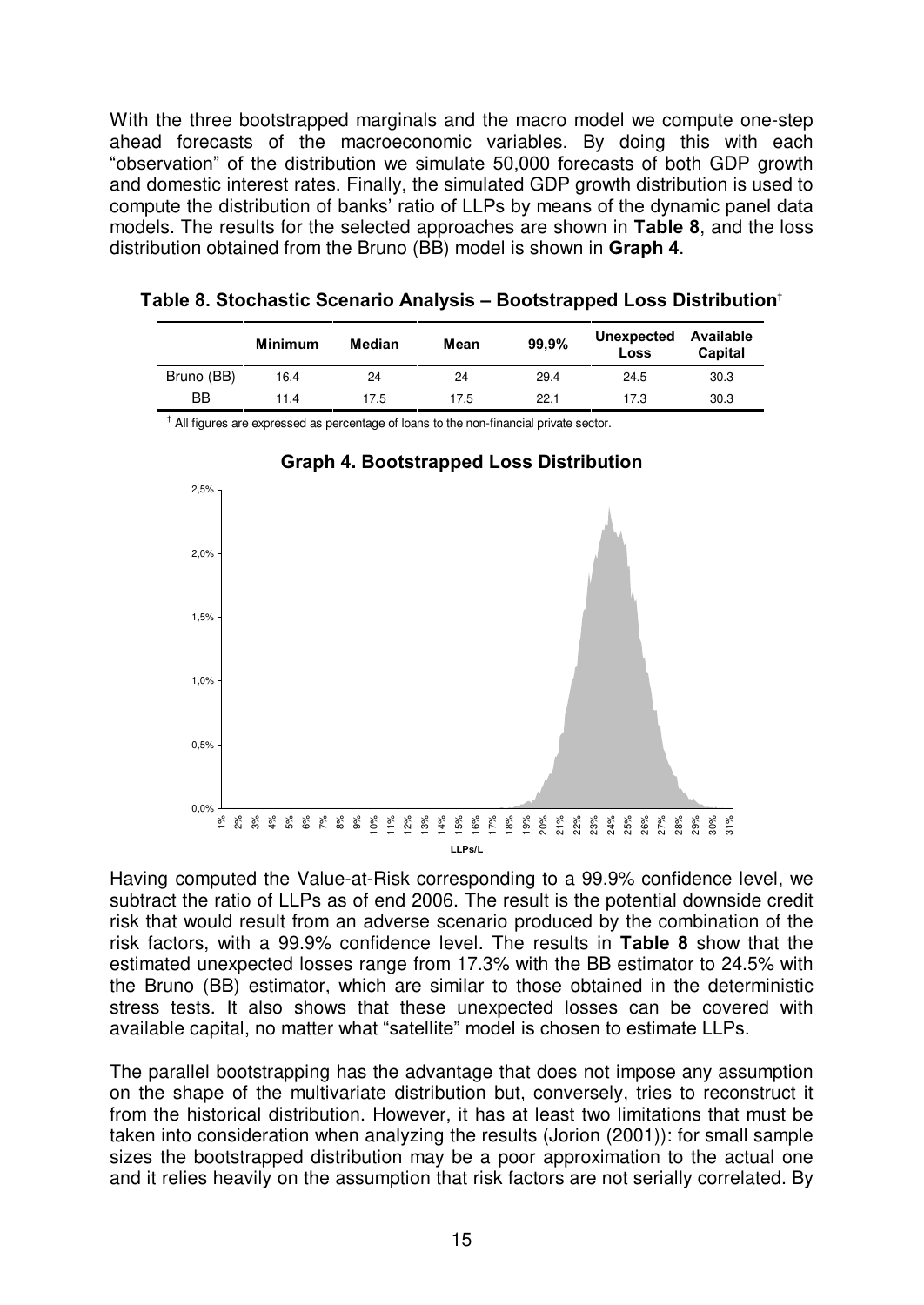With the three bootstrapped marginals and the macro model we compute one-step ahead forecasts of the macroeconomic variables. By doing this with each "observation" of the distribution we simulate 50,000 forecasts of both GDP growth and domestic interest rates. Finally, the simulated GDP growth distribution is used to compute the distribution of banks' ratio of LLPs by means of the dynamic panel data models. The results for the selected approaches are shown in **Table 8**, and the loss distribution obtained from the Bruno (BB) model is shown in **Graph 4**.

**Table 8. Stochastic Scenario Analysis – Bootstrapped Loss Distribution**[†]

| | Minimum | Median | Mean | 99,9% | Unexpected Loss | Available Capital |
|---|---|---|---|---|---|---|
| Bruno (BB) | 16.4 | 24 | 24 | 29.4 | 24.5 | 30.3 |
| BB | 11.4 | 17.5 | 17.5 | 22.1 | 17.3 | 30.3 |

[†] All figures are expressed as percentage of loans to the non-financial private sector.

**Graph 4. Bootstrapped Loss Distribution**

Having computed the Value-at-Risk corresponding to a 99.9% confidence level, we subtract the ratio of LLPs as of end 2006. The result is the potential downside credit risk that would result from an adverse scenario produced by the combination of the risk factors, with a 99.9% confidence level. The results in **Table 8** show that the estimated unexpected losses range from 17.3% with the BB estimator to 24.5% with the Bruno (BB) estimator, which are similar to those obtained in the deterministic stress tests. It also shows that these unexpected losses can be covered with available capital, no matter what "satellite" model is chosen to estimate LLPs.

The parallel bootstrapping has the advantage that does not impose any assumption on the shape of the multivariate distribution but, conversely, tries to reconstruct it from the historical distribution. However, it has at least two limitations that must be taken into consideration when analyzing the results (Jorion (2001)): for small sample sizes the bootstrapped distribution may be a poor approximation to the actual one and it relies heavily on the assumption that risk factors are not serially correlated. By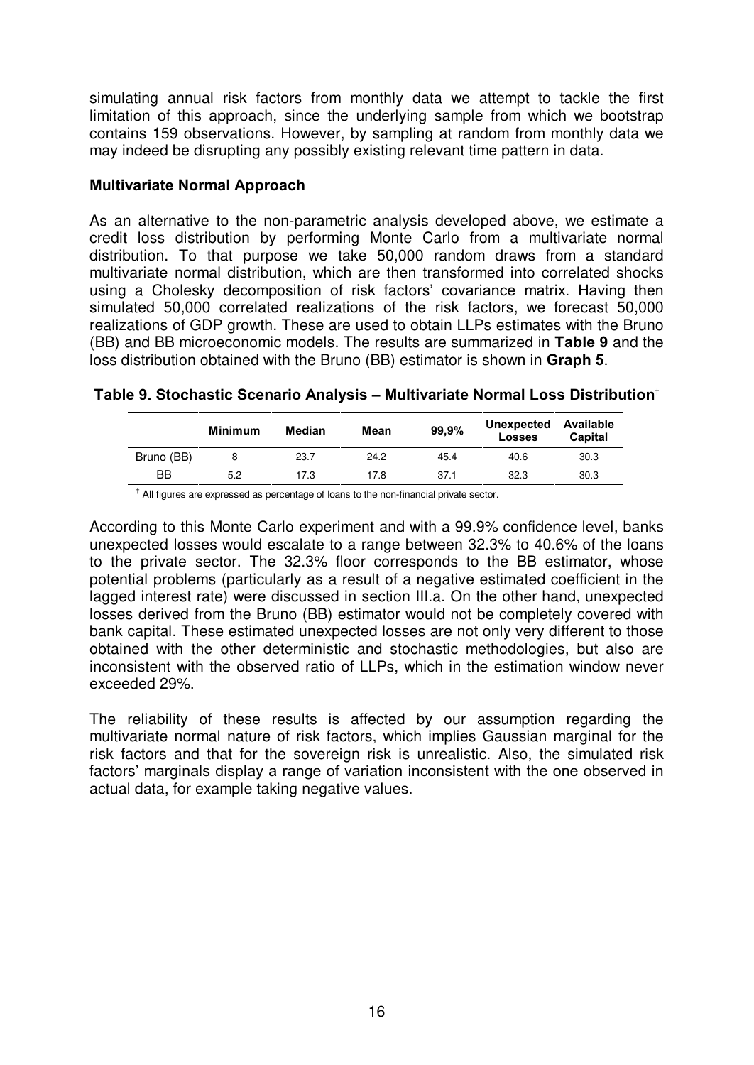simulating annual risk factors from monthly data we attempt to tackle the first limitation of this approach, since the underlying sample from which we bootstrap contains 159 observations. However, by sampling at random from monthly data we may indeed be disrupting any possibly existing relevant time pattern in data.

**Multivariate Normal Approach**

As an alternative to the non-parametric analysis developed above, we estimate a credit loss distribution by performing Monte Carlo from a multivariate normal distribution. To that purpose we take 50,000 random draws from a standard multivariate normal distribution, which are then transformed into correlated shocks using a Cholesky decomposition of risk factors' covariance matrix. Having then simulated 50,000 correlated realizations of the risk factors, we forecast 50,000 realizations of GDP growth. These are used to obtain LLPs estimates with the Bruno (BB) and BB microeconomic models. The results are summarized in **Table 9** and the loss distribution obtained with the Bruno (BB) estimator is shown in **Graph 5**.

**Table 9. Stochastic Scenario Analysis – Multivariate Normal Loss Distribution**†

| | Minimum | Median | Mean | 99,9% | Unexpected Losses | Available Capital |
|---|---|---|---|---|---|---|
| Bruno (BB) | 8 | 23.7 | 24.2 | 45.4 | 40.6 | 30.3 |
| BB | 5.2 | 17.3 | 17.8 | 37.1 | 32.3 | 30.3 |

† All figures are expressed as percentage of loans to the non-financial private sector.

According to this Monte Carlo experiment and with a 99.9% confidence level, banks unexpected losses would escalate to a range between 32.3% to 40.6% of the loans to the private sector. The 32.3% floor corresponds to the BB estimator, whose potential problems (particularly as a result of a negative estimated coefficient in the lagged interest rate) were discussed in section III.a. On the other hand, unexpected losses derived from the Bruno (BB) estimator would not be completely covered with bank capital. These estimated unexpected losses are not only very different to those obtained with the other deterministic and stochastic methodologies, but also are inconsistent with the observed ratio of LLPs, which in the estimation window never exceeded 29%.

The reliability of these results is affected by our assumption regarding the multivariate normal nature of risk factors, which implies Gaussian marginal for the risk factors and that for the sovereign risk is unrealistic. Also, the simulated risk factors' marginals display a range of variation inconsistent with the one observed in actual data, for example taking negative values.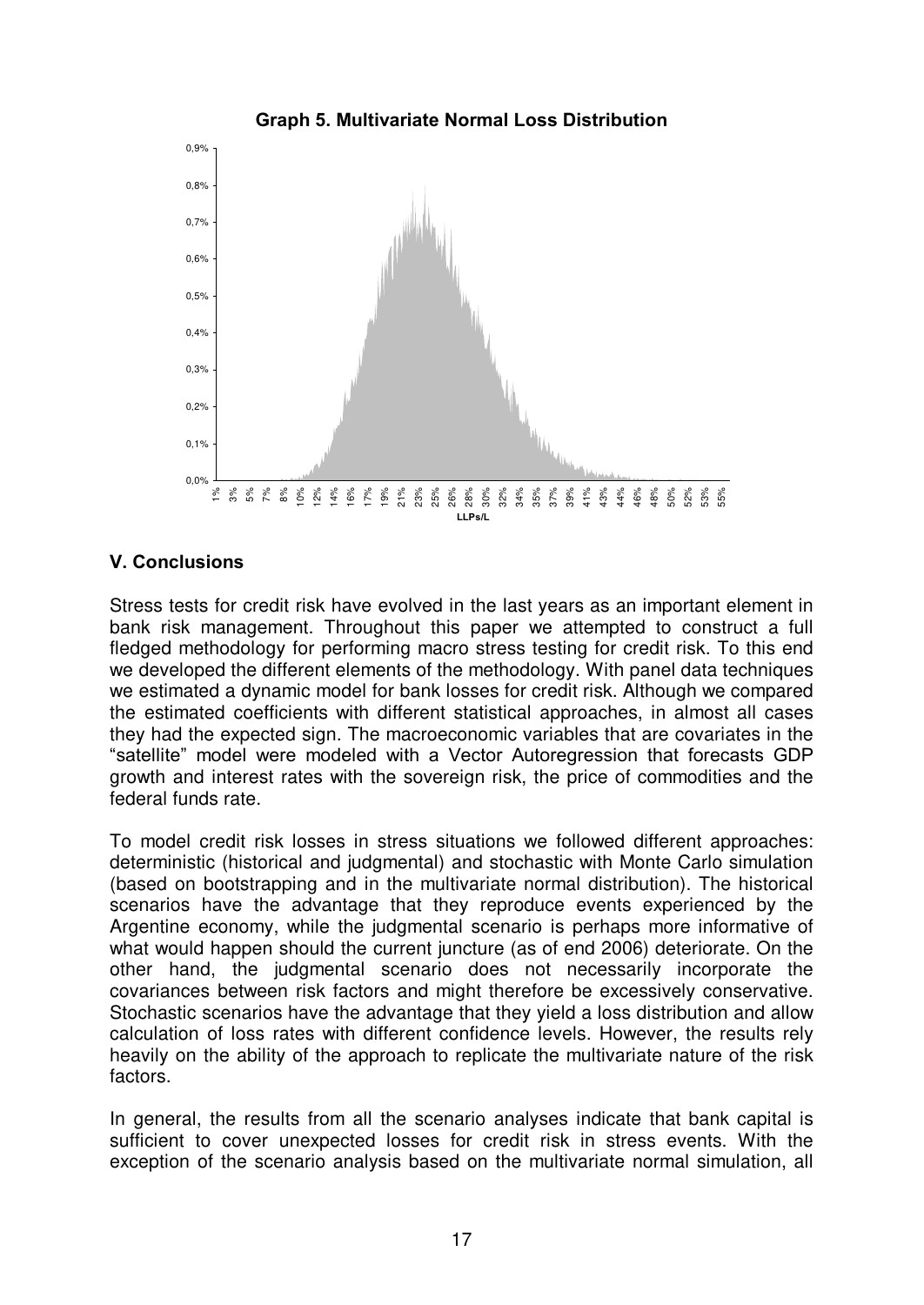**Graph 5. Multivariate Normal Loss Distribution**

## V. Conclusions

Stress tests for credit risk have evolved in the last years as an important element in bank risk management. Throughout this paper we attempted to construct a full fledged methodology for performing macro stress testing for credit risk. To this end we developed the different elements of the methodology. With panel data techniques we estimated a dynamic model for bank losses for credit risk. Although we compared the estimated coefficients with different statistical approaches, in almost all cases they had the expected sign. The macroeconomic variables that are covariates in the "satellite" model were modeled with a Vector Autoregression that forecasts GDP growth and interest rates with the sovereign risk, the price of commodities and the federal funds rate.

To model credit risk losses in stress situations we followed different approaches: deterministic (historical and judgmental) and stochastic with Monte Carlo simulation (based on bootstrapping and in the multivariate normal distribution). The historical scenarios have the advantage that they reproduce events experienced by the Argentine economy, while the judgmental scenario is perhaps more informative of what would happen should the current juncture (as of end 2006) deteriorate. On the other hand, the judgmental scenario does not necessarily incorporate the covariances between risk factors and might therefore be excessively conservative. Stochastic scenarios have the advantage that they yield a loss distribution and allow calculation of loss rates with different confidence levels. However, the results rely heavily on the ability of the approach to replicate the multivariate nature of the risk factors.

In general, the results from all the scenario analyses indicate that bank capital is sufficient to cover unexpected losses for credit risk in stress events. With the exception of the scenario analysis based on the multivariate normal simulation, all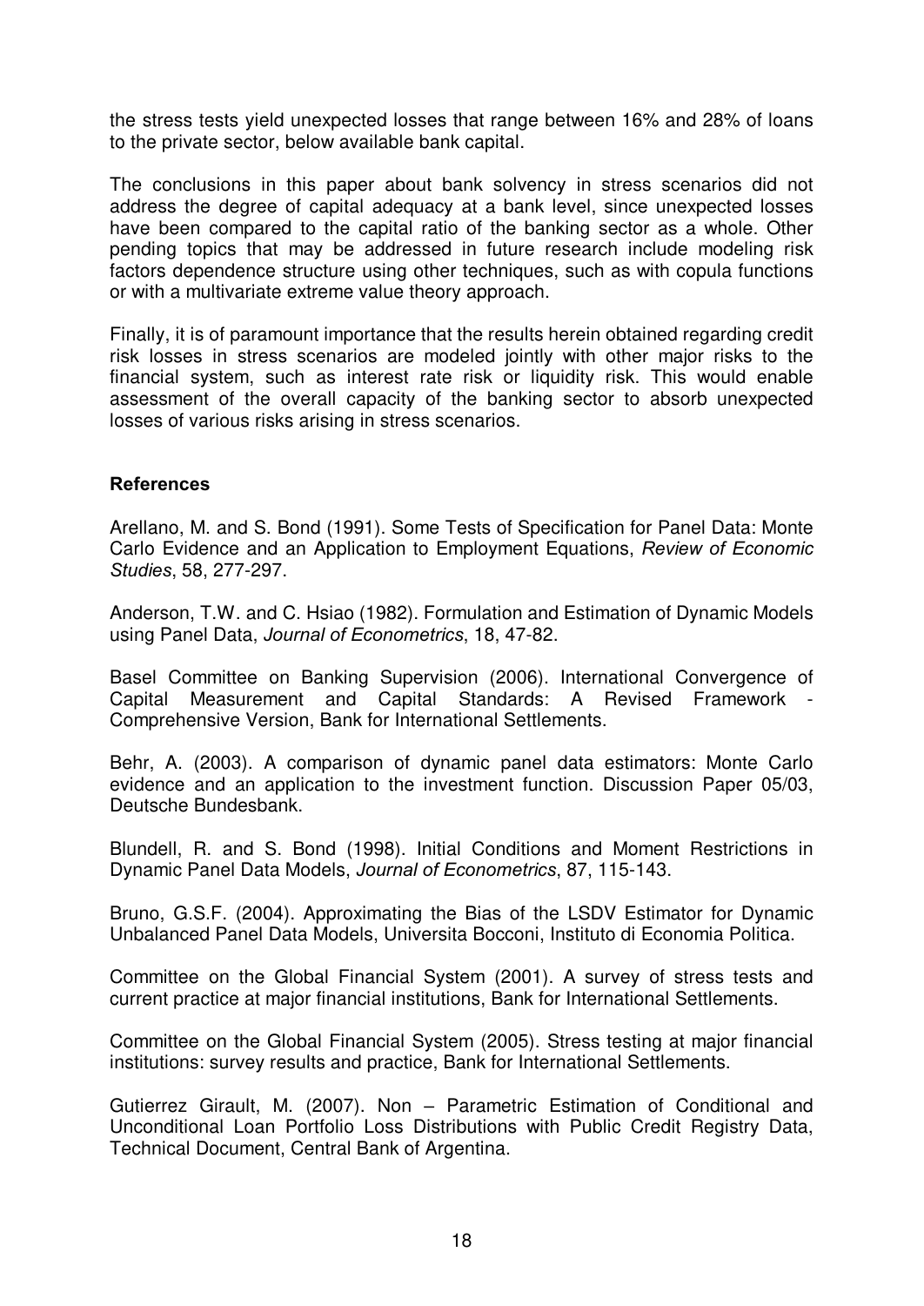the stress tests yield unexpected losses that range between 16% and 28% of loans to the private sector, below available bank capital.

The conclusions in this paper about bank solvency in stress scenarios did not address the degree of capital adequacy at a bank level, since unexpected losses have been compared to the capital ratio of the banking sector as a whole. Other pending topics that may be addressed in future research include modeling risk factors dependence structure using other techniques, such as with copula functions or with a multivariate extreme value theory approach.

Finally, it is of paramount importance that the results herein obtained regarding credit risk losses in stress scenarios are modeled jointly with other major risks to the financial system, such as interest rate risk or liquidity risk. This would enable assessment of the overall capacity of the banking sector to absorb unexpected losses of various risks arising in stress scenarios.

**References**

Arellano, M. and S. Bond (1991). Some Tests of Specification for Panel Data: Monte Carlo Evidence and an Application to Employment Equations, *Review of Economic Studies*, 58, 277-297.

Anderson, T.W. and C. Hsiao (1982). Formulation and Estimation of Dynamic Models using Panel Data, *Journal of Econometrics*, 18, 47-82.

Basel Committee on Banking Supervision (2006). International Convergence of Capital Measurement and Capital Standards: A Revised Framework - Comprehensive Version, Bank for International Settlements.

Behr, A. (2003). A comparison of dynamic panel data estimators: Monte Carlo evidence and an application to the investment function. Discussion Paper 05/03, Deutsche Bundesbank.

Blundell, R. and S. Bond (1998). Initial Conditions and Moment Restrictions in Dynamic Panel Data Models, *Journal of Econometrics*, 87, 115-143.

Bruno, G.S.F. (2004). Approximating the Bias of the LSDV Estimator for Dynamic Unbalanced Panel Data Models, Universita Bocconi, Instituto di Economia Politica.

Committee on the Global Financial System (2001). A survey of stress tests and current practice at major financial institutions, Bank for International Settlements.

Committee on the Global Financial System (2005). Stress testing at major financial institutions: survey results and practice, Bank for International Settlements.

Gutierrez Girault, M. (2007). Non – Parametric Estimation of Conditional and Unconditional Loan Portfolio Loss Distributions with Public Credit Registry Data, Technical Document, Central Bank of Argentina.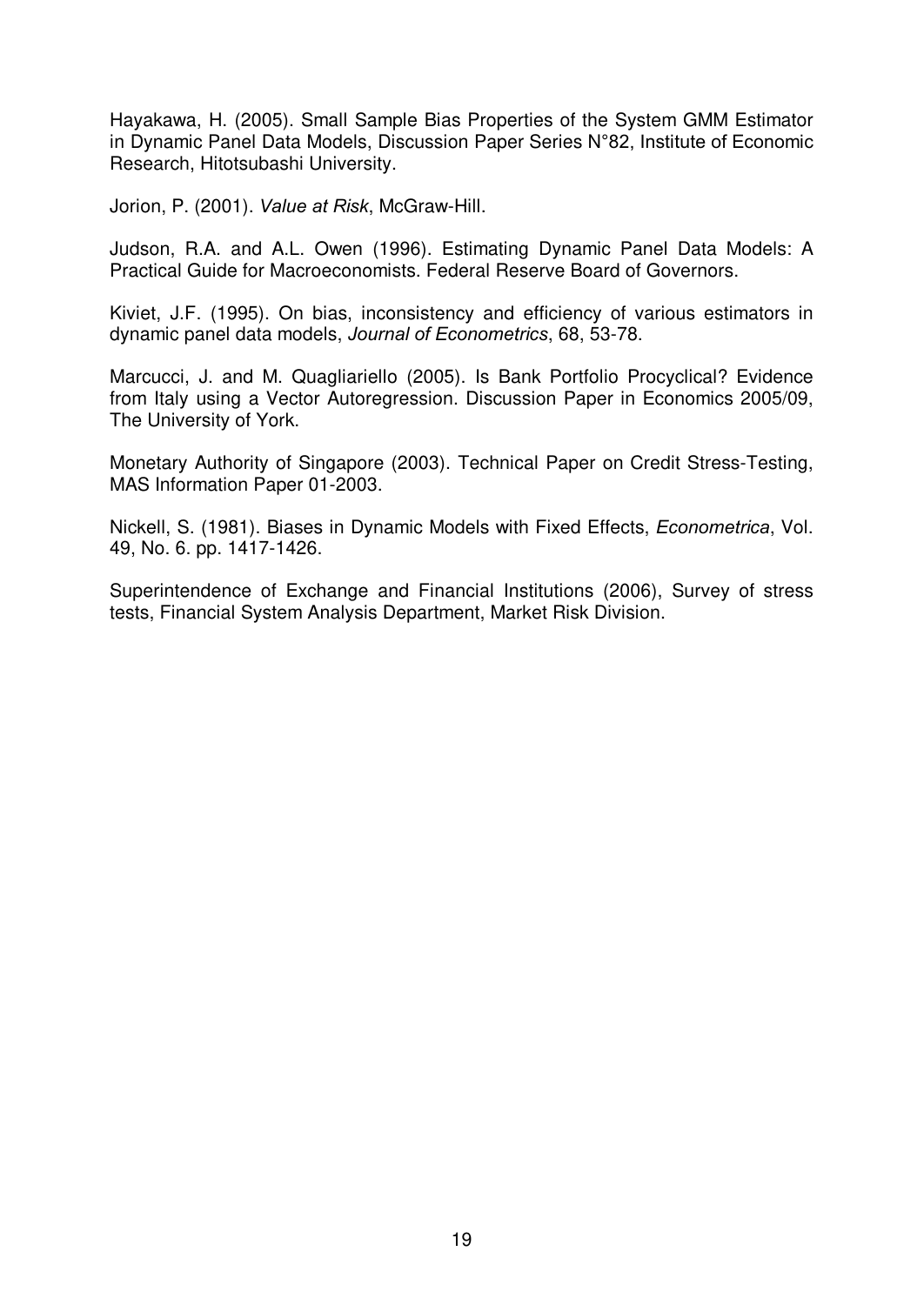Hayakawa, H. (2005). Small Sample Bias Properties of the System GMM Estimator in Dynamic Panel Data Models, Discussion Paper Series N°82, Institute of Economic Research, Hitotsubashi University.

Jorion, P. (2001). *Value at Risk*, McGraw-Hill.

Judson, R.A. and A.L. Owen (1996). Estimating Dynamic Panel Data Models: A Practical Guide for Macroeconomists. Federal Reserve Board of Governors.

Kiviet, J.F. (1995). On bias, inconsistency and efficiency of various estimators in dynamic panel data models, *Journal of Econometrics*, 68, 53-78.

Marcucci, J. and M. Quagliariello (2005). Is Bank Portfolio Procyclical? Evidence from Italy using a Vector Autoregression. Discussion Paper in Economics 2005/09, The University of York.

Monetary Authority of Singapore (2003). Technical Paper on Credit Stress-Testing, MAS Information Paper 01-2003.

Nickell, S. (1981). Biases in Dynamic Models with Fixed Effects, *Econometrica*, Vol. 49, No. 6. pp. 1417-1426.

Superintendence of Exchange and Financial Institutions (2006), Survey of stress tests, Financial System Analysis Department, Market Risk Division.